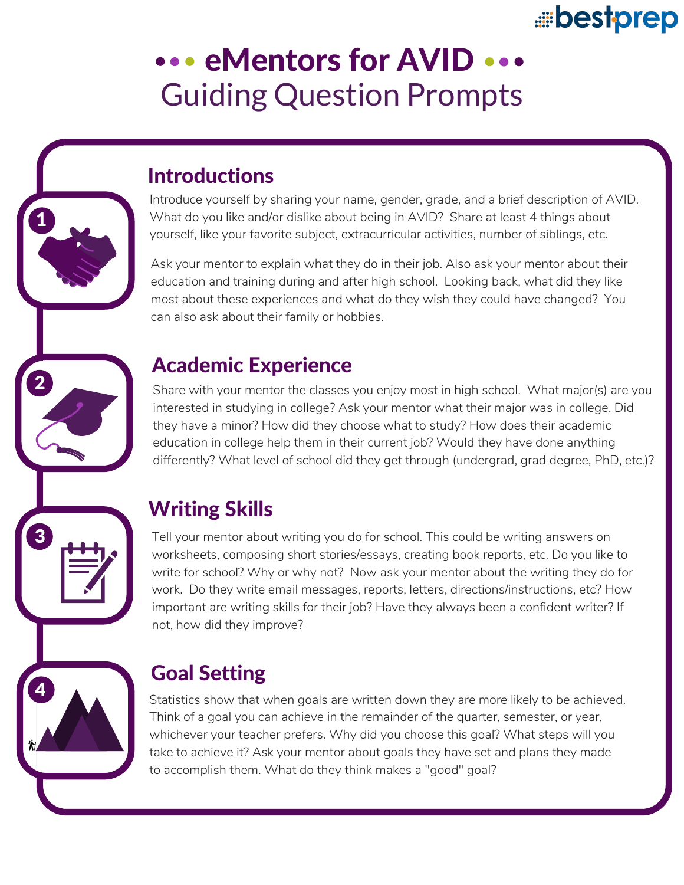bestprep

# eMentors for AVID
## Guiding Question Prompts

### 1 Introductions

Introduce yourself by sharing your name, gender, grade, and a brief description of AVID. What do you like and/or dislike about being in AVID? Share at least 4 things about yourself, like your favorite subject, extracurricular activities, number of siblings, etc.

Ask your mentor to explain what they do in their job. Also ask your mentor about their education and training during and after high school. Looking back, what did they like most about these experiences and what do they wish they could have changed? You can also ask about their family or hobbies.

### 2 Academic Experience

Share with your mentor the classes you enjoy most in high school. What major(s) are you interested in studying in college? Ask your mentor what their major was in college. Did they have a minor? How did they choose what to study? How does their academic education in college help them in their current job? Would they have done anything differently? What level of school did they get through (undergrad, grad degree, PhD, etc.)?

### 3 Writing Skills

Tell your mentor about writing you do for school. This could be writing answers on worksheets, composing short stories/essays, creating book reports, etc. Do you like to write for school? Why or why not? Now ask your mentor about the writing they do for work. Do they write email messages, reports, letters, directions/instructions, etc? How important are writing skills for their job? Have they always been a confident writer? If not, how did they improve?

### 4 Goal Setting

Statistics show that when goals are written down they are more likely to be achieved. Think of a goal you can achieve in the remainder of the quarter, semester, or year, whichever your teacher prefers. Why did you choose this goal? What steps will you take to achieve it? Ask your mentor about goals they have set and plans they made to accomplish them. What do they think makes a "good" goal?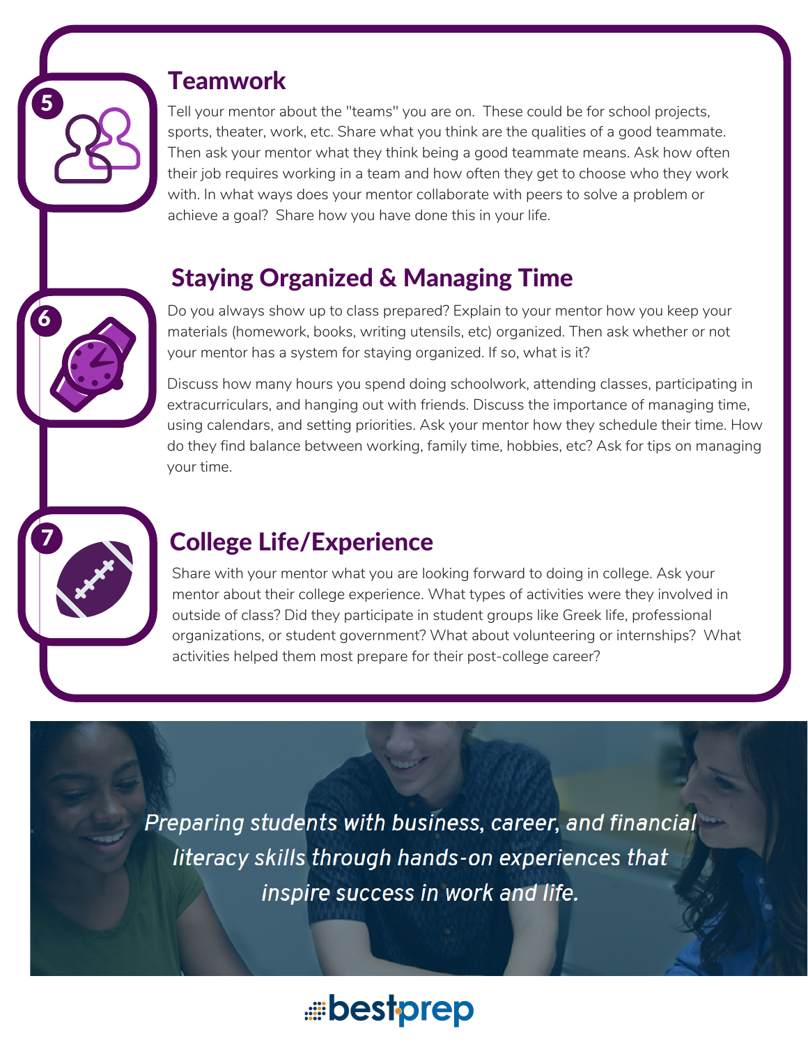## 5 Teamwork

Tell your mentor about the "teams" you are on. These could be for school projects, sports, theater, work, etc. Share what you think are the qualities of a good teammate. Then ask your mentor what they think being a good teammate means. Ask how often their job requires working in a team and how often they get to choose who they work with. In what ways does your mentor collaborate with peers to solve a problem or achieve a goal? Share how you have done this in your life.

## 6 Staying Organized & Managing Time

Do you always show up to class prepared? Explain to your mentor how you keep your materials (homework, books, writing utensils, etc) organized. Then ask whether or not your mentor has a system for staying organized. If so, what is it?

Discuss how many hours you spend doing schoolwork, attending classes, participating in extracurriculars, and hanging out with friends. Discuss the importance of managing time, using calendars, and setting priorities. Ask your mentor how they schedule their time. How do they find balance between working, family time, hobbies, etc? Ask for tips on managing your time.

## 7 College Life/Experience

Share with your mentor what you are looking forward to doing in college. Ask your mentor about their college experience. What types of activities were they involved in outside of class? Did they participate in student groups like Greek life, professional organizations, or student government? What about volunteering or internships? What activities helped them most prepare for their post-college career?

*Preparing students with business, career, and financial literacy skills through hands-on experiences that inspire success in work and life.*

bestprep